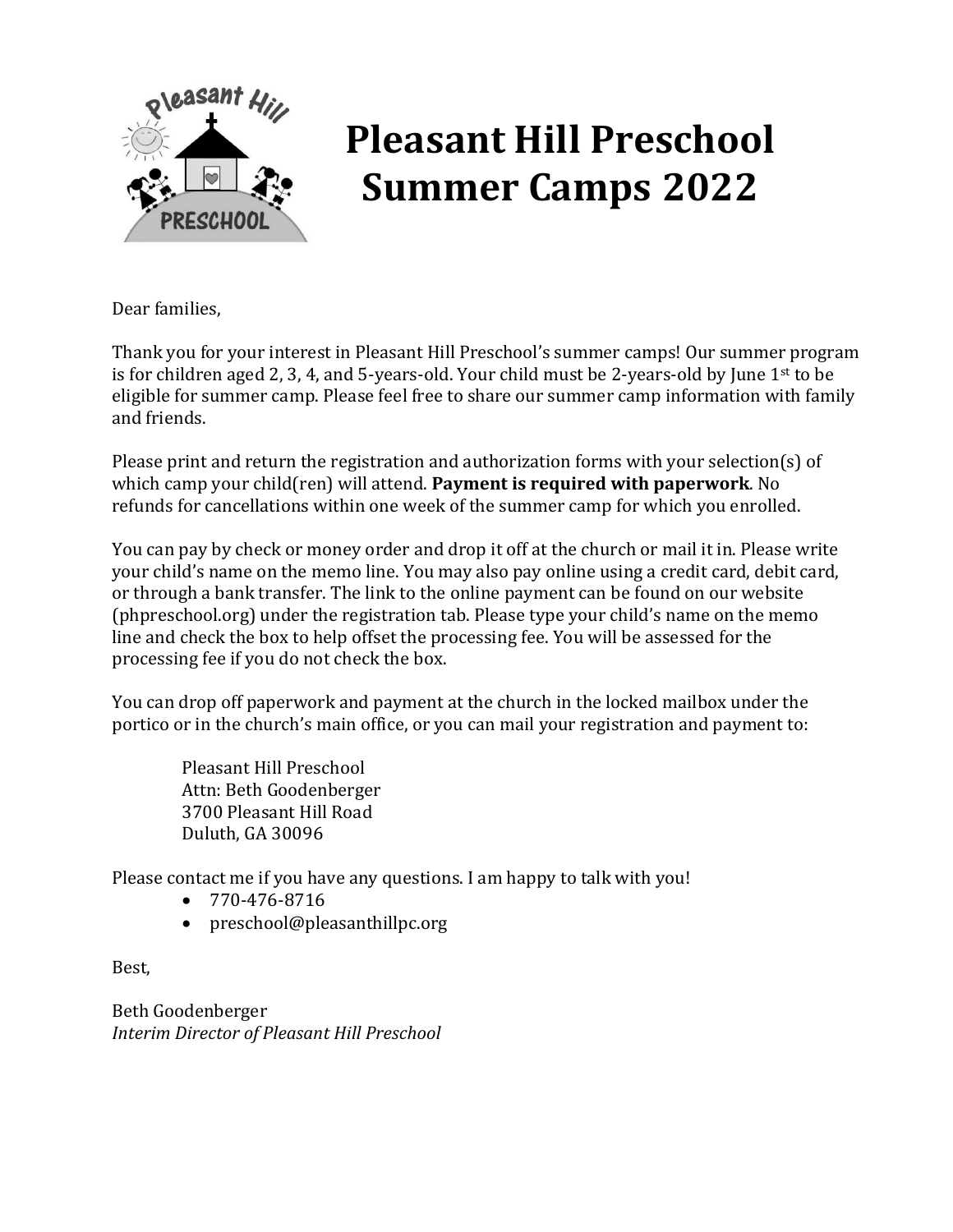# Pleasant Hill Preschool Summer Camps 2022

Dear families,

Thank you for your interest in Pleasant Hill Preschool's summer camps! Our summer program is for children aged 2, 3, 4, and 5-years-old. Your child must be 2-years-old by June 1st to be eligible for summer camp. Please feel free to share our summer camp information with family and friends.

Please print and return the registration and authorization forms with your selection(s) of which camp your child(ren) will attend. **Payment is required with paperwork**. No refunds for cancellations within one week of the summer camp for which you enrolled.

You can pay by check or money order and drop it off at the church or mail it in. Please write your child's name on the memo line. You may also pay online using a credit card, debit card, or through a bank transfer. The link to the online payment can be found on our website (phpreschool.org) under the registration tab. Please type your child's name on the memo line and check the box to help offset the processing fee. You will be assessed for the processing fee if you do not check the box.

You can drop off paperwork and payment at the church in the locked mailbox under the portico or in the church's main office, or you can mail your registration and payment to:

> Pleasant Hill Preschool
> Attn: Beth Goodenberger
> 3700 Pleasant Hill Road
> Duluth, GA 30096

Please contact me if you have any questions. I am happy to talk with you!

- 770-476-8716
- preschool@pleasanthillpc.org

Best,

Beth Goodenberger
*Interim Director of Pleasant Hill Preschool*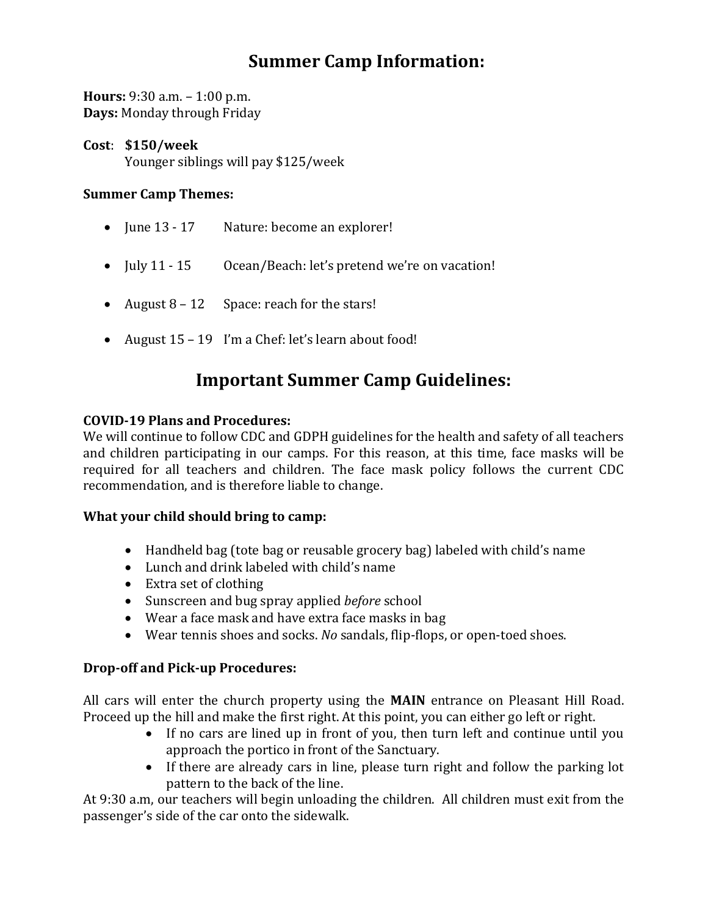# Summary Camp Information:

**Hours:** 9:30 a.m. – 1:00 p.m.
**Days:** Monday through Friday

**Cost**: **$150/week**
Younger siblings will pay $125/week

**Summer Camp Themes:**

- June 13 - 17 Nature: become an explorer!
- July 11 - 15 Ocean/Beach: let's pretend we're on vacation!
- August 8 – 12 Space: reach for the stars!
- August 15 – 19 I'm a Chef: let's learn about food!

# Important Summer Camp Guidelines:

**COVID-19 Plans and Procedures:**
We will continue to follow CDC and GDPH guidelines for the health and safety of all teachers and children participating in our camps. For this reason, at this time, face masks will be required for all teachers and children. The face mask policy follows the current CDC recommendation, and is therefore liable to change.

**What your child should bring to camp:**

- Handheld bag (tote bag or reusable grocery bag) labeled with child's name
- Lunch and drink labeled with child's name
- Extra set of clothing
- Sunscreen and bug spray applied *before* school
- Wear a face mask and have extra face masks in bag
- Wear tennis shoes and socks. *No* sandals, flip-flops, or open-toed shoes.

**Drop-off and Pick-up Procedures:**

All cars will enter the church property using the **MAIN** entrance on Pleasant Hill Road. Proceed up the hill and make the first right. At this point, you can either go left or right.

- If no cars are lined up in front of you, then turn left and continue until you approach the portico in front of the Sanctuary.
- If there are already cars in line, please turn right and follow the parking lot pattern to the back of the line.

At 9:30 a.m, our teachers will begin unloading the children. All children must exit from the passenger's side of the car onto the sidewalk.

# Summer Camp Information:

**Hours:** 9:30 a.m. – 1:00 p.m.
**Days:** Monday through Friday

**Cost**: **$150/week**
Younger siblings will pay $125/week

**Summer Camp Themes:**

- June 13 - 17 Nature: become an explorer!
- July 11 - 15 Ocean/Beach: let's pretend we're on vacation!
- August 8 – 12 Space: reach for the stars!
- August 15 – 19 I'm a Chef: let's learn about food!

# Important Summer Camp Guidelines:

**COVID-19 Plans and Procedures:**
We will continue to follow CDC and GDPH guidelines for the health and safety of all teachers and children participating in our camps. For this reason, at this time, face masks will be required for all teachers and children. The face mask policy follows the current CDC recommendation, and is therefore liable to change.

**What your child should bring to camp:**

- Handheld bag (tote bag or reusable grocery bag) labeled with child's name
- Lunch and drink labeled with child's name
- Extra set of clothing
- Sunscreen and bug spray applied *before* school
- Wear a face mask and have extra face masks in bag
- Wear tennis shoes and socks. *No* sandals, flip-flops, or open-toed shoes.

**Drop-off and Pick-up Procedures:**

All cars will enter the church property using the **MAIN** entrance on Pleasant Hill Road. Proceed up the hill and make the first right. At this point, you can either go left or right.

- If no cars are lined up in front of you, then turn left and continue until you approach the portico in front of the Sanctuary.
- If there are already cars in line, please turn right and follow the parking lot pattern to the back of the line.

At 9:30 a.m, our teachers will begin unloading the children. All children must exit from the passenger's side of the car onto the sidewalk.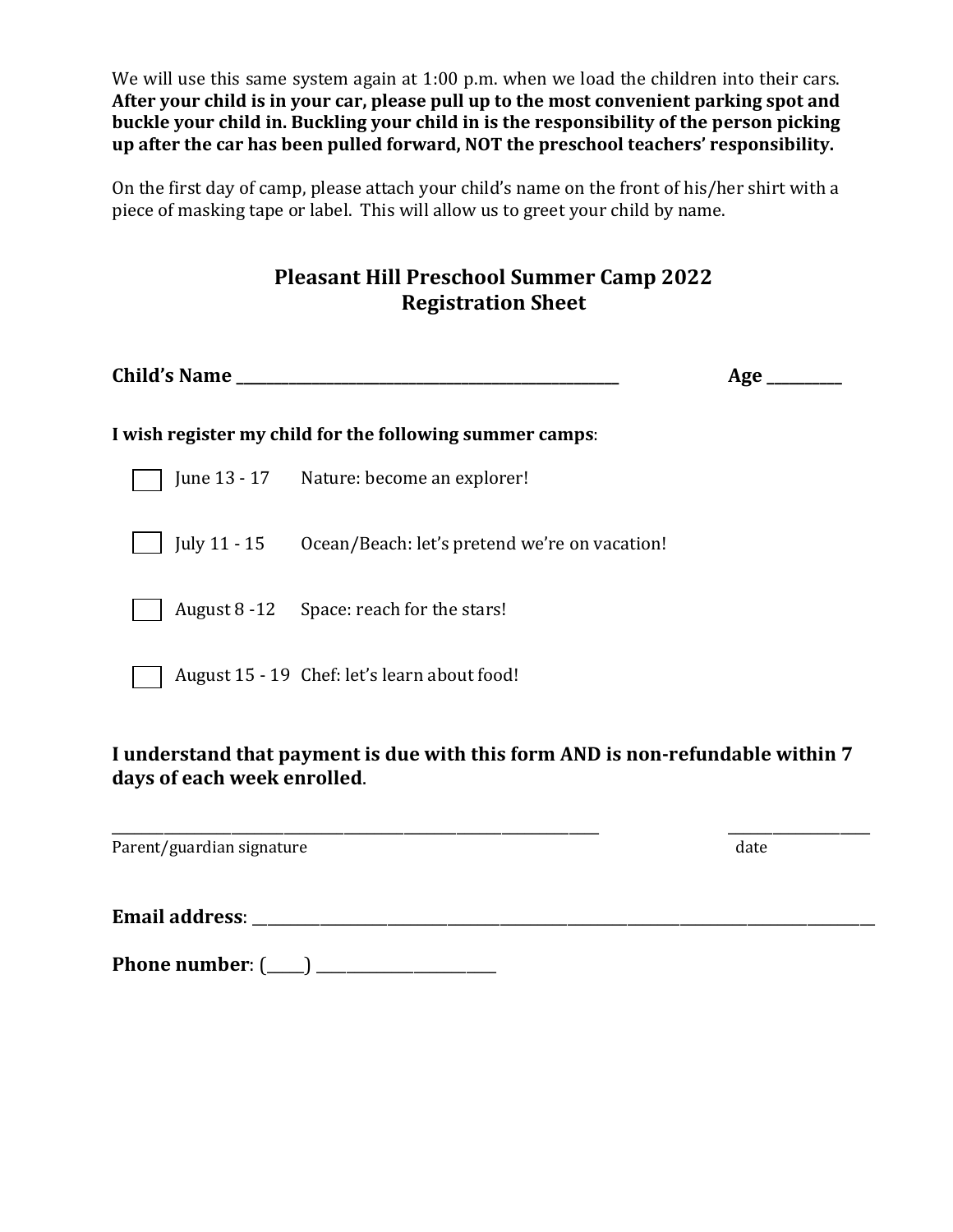We will use this same system again at 1:00 p.m. when we load the children into their cars. **After your child is in your car, please pull up to the most convenient parking spot and buckle your child in. Buckling your child in is the responsibility of the person picking up after the car has been pulled forward, NOT the preschool teachers' responsibility.**

On the first day of camp, please attach your child's name on the front of his/her shirt with a piece of masking tape or label. This will allow us to greet your child by name.

## Pleasant Hill Preschool Summer Camp 2022
## Registration Sheet

**Child's Name** ______________________________________ **Age** _________

**I wish register my child for the following summer camps**:

- [ ] June 13 - 17 Nature: become an explorer!
- [ ] July 11 - 15 Ocean/Beach: let's pretend we're on vacation!
- [ ] August 8 -12 Space: reach for the stars!
- [ ] August 15 - 19 Chef: let's learn about food!

**I understand that payment is due with this form AND is non-refundable within 7 days of each week enrolled**.

______________________________________________ _______________

Parent/guardian signature date

**Email address**: ________________________________________________

**Phone number**: (_____) ____________________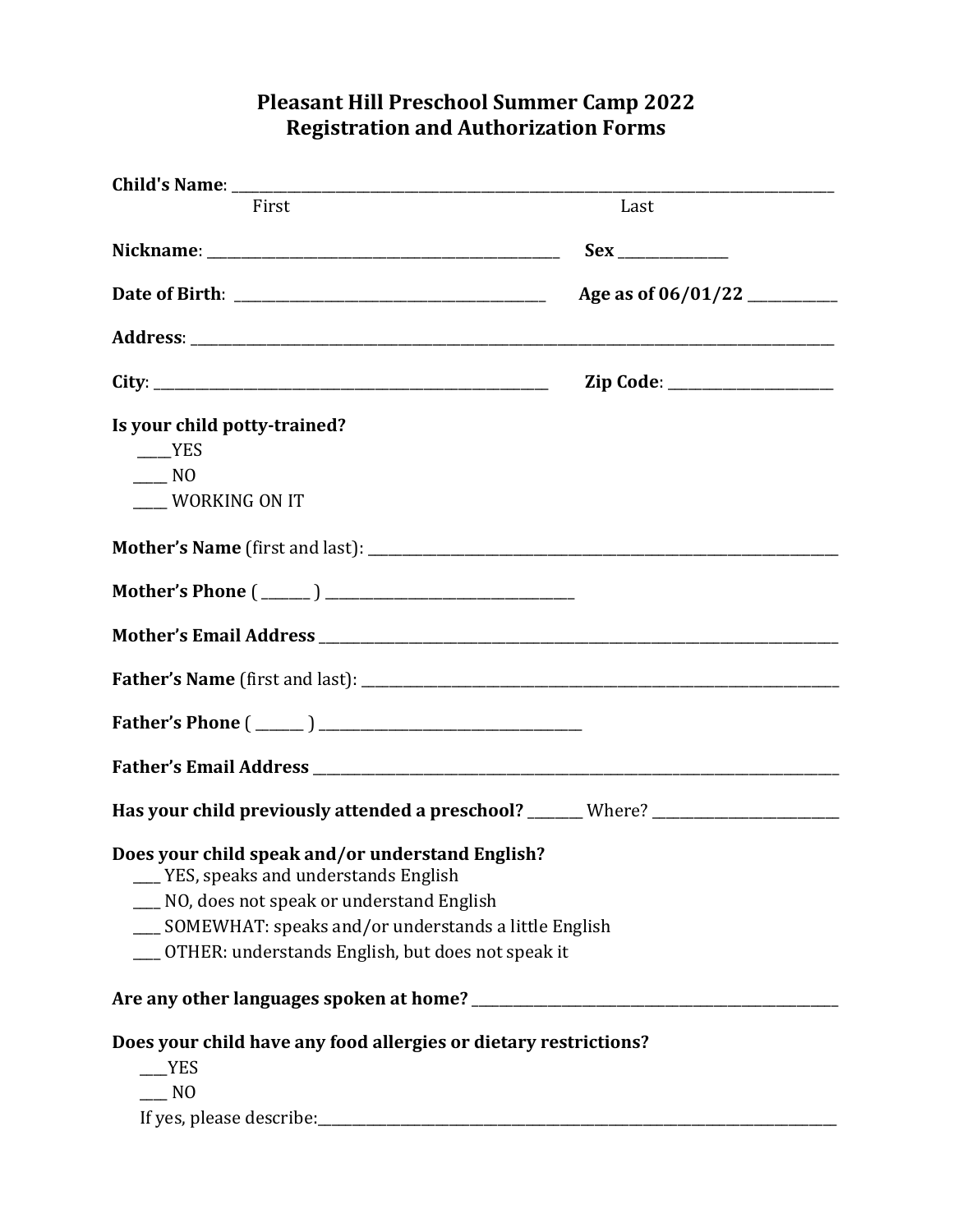# Pleasant Hill Preschool Summer Camp 2022
# Registration and Authorization Forms

**Child's Name**: ______________________________________________________________________
First Last

**Nickname**: ________________________________________ **Sex** ______________

**Date of Birth**: ______________________________________ **Age as of 06/01/22** ___________

**Address**: ______________________________________________________________________

**City**: ____________________________________________ **Zip Code**: ____________________

**Is your child potty-trained?**

____YES
____ NO
____ WORKING ON IT

**Mother's Name** (first and last): ___________________________________________________

**Mother's Phone** ( ______ ) _______________________________

**Mother's Email Address** ___________________________________________________________

**Father's Name** (first and last): ____________________________________________________

**Father's Phone** ( ______ ) _________________________________

**Father's Email Address** ____________________________________________________________

**Has your child previously attended a preschool?** _______ Where? ________________________

**Does your child speak and/or understand English?**

___ YES, speaks and understands English
___ NO, does not speak or understand English
___ SOMEWHAT: speaks and/or understands a little English
___ OTHER: understands English, but does not speak it

**Are any other languages spoken at home?** _____________________________________________

**Does your child have any food allergies or dietary restrictions?**

___YES
___ NO
If yes, please describe:___________________________________________________________________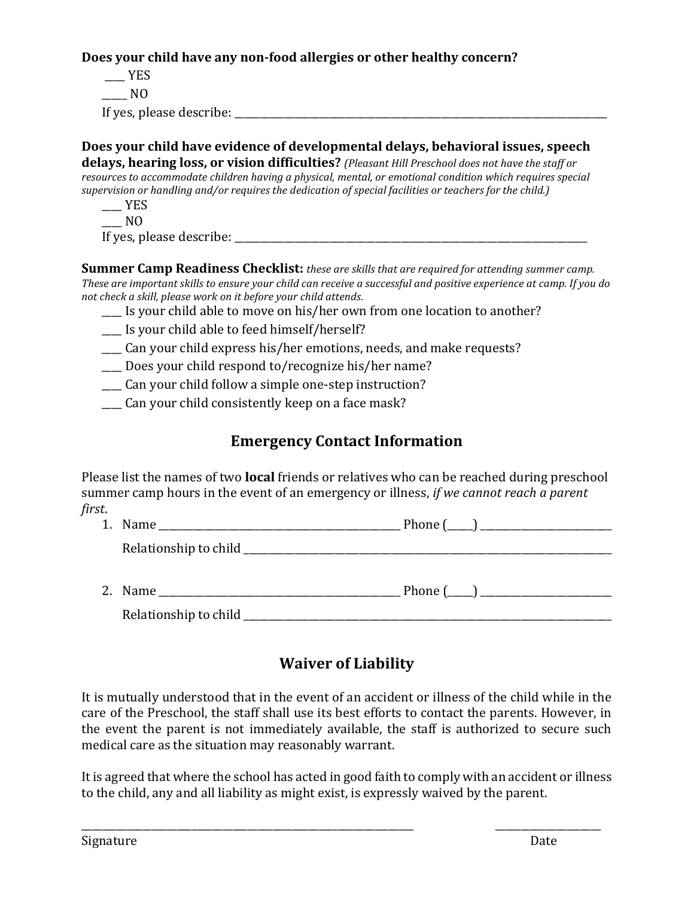**Does your child have any non-food allergies or other healthy concern?**

\_\_\_\_ YES

\_\_\_\_\_ NO

If yes, please describe: \_\_\_\_\_\_\_\_\_\_\_\_\_\_\_\_\_\_\_\_\_\_\_\_\_\_\_\_\_\_\_\_\_\_\_\_\_\_\_\_\_\_\_\_\_\_\_\_\_\_\_\_\_\_\_\_\_\_\_\_\_\_\_\_\_\_\_\_\_\_\_\_\_\_\_\_\_\_

**Does your child have evidence of developmental delays, behavioral issues, speech delays, hearing loss, or vision difficulties?** *(Pleasant Hill Preschool does not have the staff or resources to accommodate children having a physical, mental, or emotional condition which requires special supervision or handling and/or requires the dedication of special facilities or teachers for the child.)*

\_\_\_\_ YES

\_\_\_\_ NO

If yes, please describe: \_\_\_\_\_\_\_\_\_\_\_\_\_\_\_\_\_\_\_\_\_\_\_\_\_\_\_\_\_\_\_\_\_\_\_\_\_\_\_\_\_\_\_\_\_\_\_\_\_\_\_\_\_\_\_\_\_\_\_\_\_\_\_\_\_\_\_\_\_\_\_\_\_\_\_

**Summer Camp Readiness Checklist:** *these are skills that are required for attending summer camp. These are important skills to ensure your child can receive a successful and positive experience at camp. If you do not check a skill, please work on it before your child attends.*

\_\_\_\_ Is your child able to move on his/her own from one location to another?

\_\_\_\_ Is your child able to feed himself/herself?

\_\_\_\_ Can your child express his/her emotions, needs, and make requests?

\_\_\_\_ Does your child respond to/recognize his/her name?

\_\_\_\_ Can your child follow a simple one-step instruction?

\_\_\_\_ Can your child consistently keep on a face mask?

## Emergency Contact Information

Please list the names of two **local** friends or relatives who can be reached during preschool summer camp hours in the event of an emergency or illness, *if we cannot reach a parent first*.

1. Name \_\_\_\_\_\_\_\_\_\_\_\_\_\_\_\_\_\_\_\_\_\_\_\_\_\_\_\_\_\_\_\_\_\_\_\_\_\_\_\_\_\_\_\_\_\_\_\_ Phone (\_\_\_\_\_) \_\_\_\_\_\_\_\_\_\_\_\_\_\_\_\_\_\_\_\_\_\_\_\_\_\_\_

   Relationship to child \_\_\_\_\_\_\_\_\_\_\_\_\_\_\_\_\_\_\_\_\_\_\_\_\_\_\_\_\_\_\_\_\_\_\_\_\_\_\_\_\_\_\_\_\_\_\_\_\_\_\_\_\_\_\_\_\_\_\_\_\_\_\_\_\_\_\_\_\_\_\_\_\_\_\_

2. Name \_\_\_\_\_\_\_\_\_\_\_\_\_\_\_\_\_\_\_\_\_\_\_\_\_\_\_\_\_\_\_\_\_\_\_\_\_\_\_\_\_\_\_\_\_\_\_\_ Phone (\_\_\_\_\_) \_\_\_\_\_\_\_\_\_\_\_\_\_\_\_\_\_\_\_\_\_\_\_\_\_\_\_

   Relationship to child \_\_\_\_\_\_\_\_\_\_\_\_\_\_\_\_\_\_\_\_\_\_\_\_\_\_\_\_\_\_\_\_\_\_\_\_\_\_\_\_\_\_\_\_\_\_\_\_\_\_\_\_\_\_\_\_\_\_\_\_\_\_\_\_\_\_\_\_\_\_\_\_\_\_\_

## Waiver of Liability

It is mutually understood that in the event of an accident or illness of the child while in the care of the Preschool, the staff shall use its best efforts to contact the parents. However, in the event the parent is not immediately available, the staff is authorized to secure such medical care as the situation may reasonably warrant.

It is agreed that where the school has acted in good faith to comply with an accident or illness to the child, any and all liability as might exist, is expressly waived by the parent.

\_\_\_\_\_\_\_\_\_\_\_\_\_\_\_\_\_\_\_\_\_\_\_\_\_\_\_\_\_\_\_\_\_\_\_\_\_\_\_\_\_\_\_\_\_\_\_\_\_\_\_\_\_\_\_\_\_\_\_\_\_\_\_\_ \_\_\_\_\_\_\_\_\_\_\_\_\_\_\_\_\_\_\_\_\_

Signature Date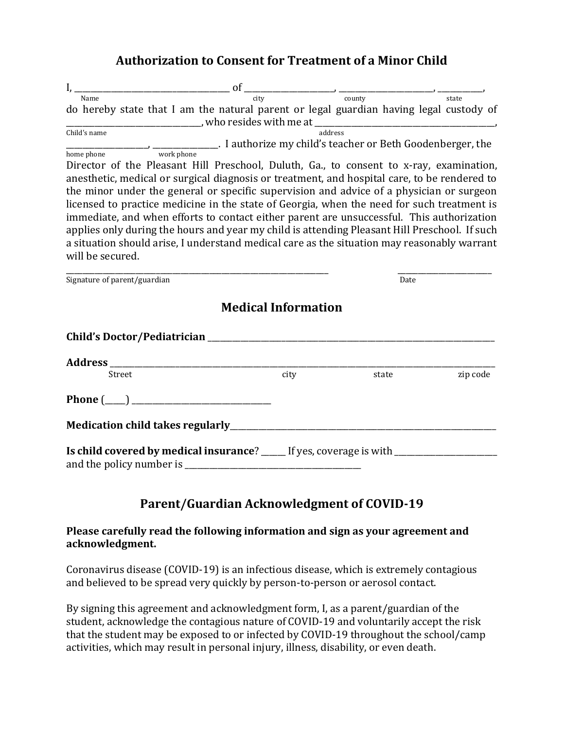## Authorization to Consent for Treatment of a Minor Child

I, ______________________________________ of ______________________, ________________________, ___________,
Name city county state

do hereby state that I am the natural parent or legal guardian having legal custody of ________________________________, who resides with me at _____________________________________________,
Child's name address

____________________, ________________. I authorize my child's teacher or Beth Goodenberger, the
home phone work phone

Director of the Pleasant Hill Preschool, Duluth, Ga., to consent to x-ray, examination, anesthetic, medical or surgical diagnosis or treatment, and hospital care, to be rendered to the minor under the general or specific supervision and advice of a physician or surgeon licensed to practice medicine in the state of Georgia, when the need for such treatment is immediate, and when efforts to contact either parent are unsuccessful. This authorization applies only during the hours and year my child is attending Pleasant Hill Preschool. If such a situation should arise, I understand medical care as the situation may reasonably warrant will be secured.

_____________________________________________________________________ ________________________
Signature of parent/guardian Date

## Medical Information

**Child's Doctor/Pediatrician** ___________________________________________________________________________

**Address** ______________________________________________________________________________________________
Street city state zip code

**Phone** (_____) ___________________________________

**Medication child takes regularly**______________________________________________________________________

**Is child covered by medical insurance**? ______ If yes, coverage is with _________________________ and the policy number is ____________________________________________

## Parent/Guardian Acknowledgment of COVID-19

**Please carefully read the following information and sign as your agreement and acknowledgment.**

Coronavirus disease (COVID-19) is an infectious disease, which is extremely contagious and believed to be spread very quickly by person-to-person or aerosol contact.

By signing this agreement and acknowledgment form, I, as a parent/guardian of the student, acknowledge the contagious nature of COVID-19 and voluntarily accept the risk that the student may be exposed to or infected by COVID-19 throughout the school/camp activities, which may result in personal injury, illness, disability, or even death.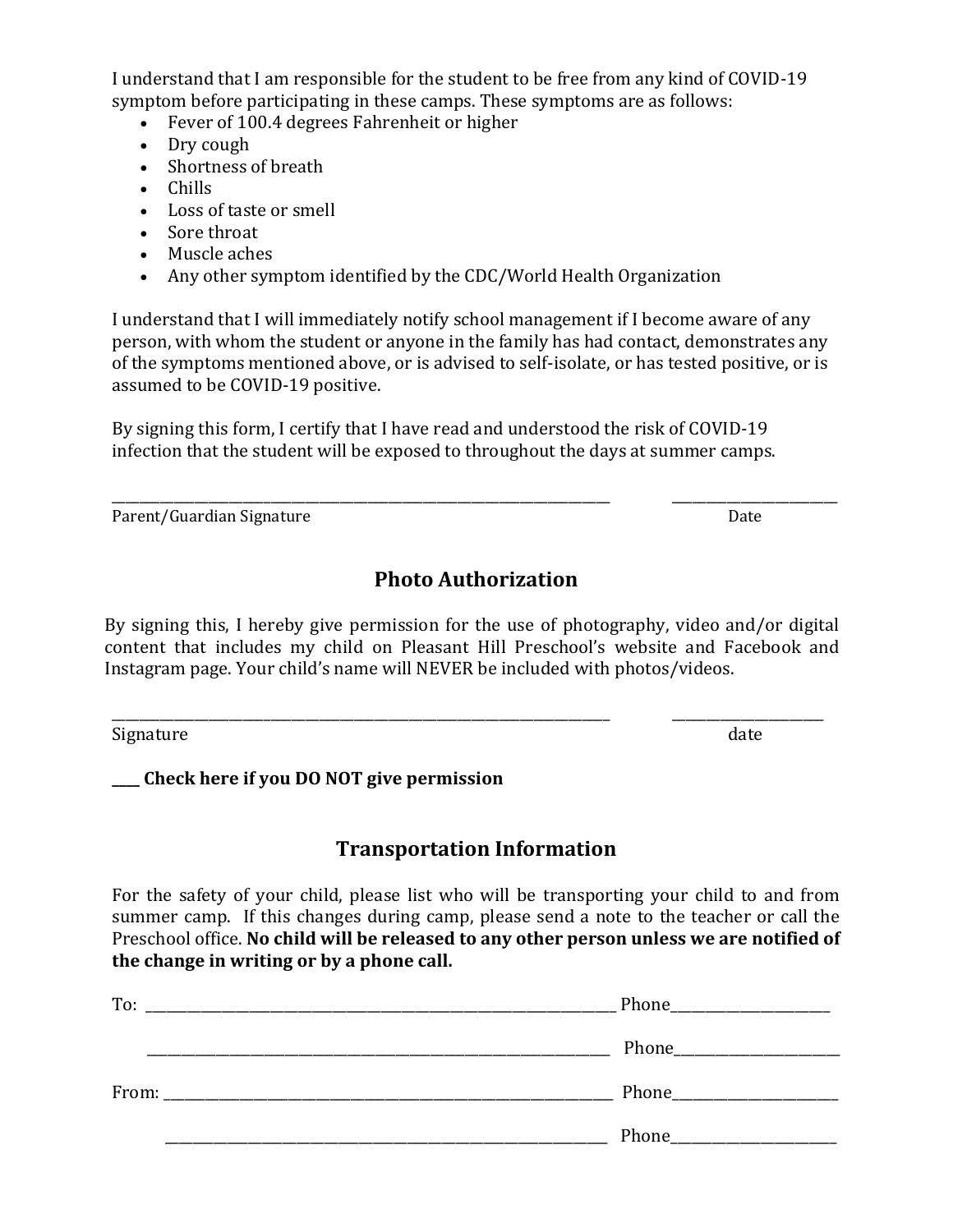I understand that I am responsible for the student to be free from any kind of COVID-19 symptom before participating in these camps. These symptoms are as follows:

- Fever of 100.4 degrees Fahrenheit or higher
- Dry cough
- Shortness of breath
- Chills
- Loss of taste or smell
- Sore throat
- Muscle aches
- Any other symptom identified by the CDC/World Health Organization

I understand that I will immediately notify school management if I become aware of any person, with whom the student or anyone in the family has had contact, demonstrates any of the symptoms mentioned above, or is advised to self-isolate, or has tested positive, or is assumed to be COVID-19 positive.

By signing this form, I certify that I have read and understood the risk of COVID-19 infection that the student will be exposed to throughout the days at summer camps.

\_\_\_\_\_\_\_\_\_\_\_\_\_\_\_\_\_\_\_\_\_\_\_\_\_\_\_\_\_\_\_\_\_\_\_\_\_\_\_\_\_\_\_\_\_\_\_\_\_\_ \_\_\_\_\_\_\_\_\_\_\_\_\_\_\_\_\_\_\_\_

Parent/Guardian Signature Date

## Photo Authorization

By signing this, I hereby give permission for the use of photography, video and/or digital content that includes my child on Pleasant Hill Preschool's website and Facebook and Instagram page. Your child's name will NEVER be included with photos/videos.

\_\_\_\_\_\_\_\_\_\_\_\_\_\_\_\_\_\_\_\_\_\_\_\_\_\_\_\_\_\_\_\_\_\_\_\_\_\_\_\_\_\_\_\_\_\_\_\_\_\_ \_\_\_\_\_\_\_\_\_\_\_\_\_\_\_\_\_\_\_\_

Signature date

**\_\_\_\_ Check here if you DO NOT give permission**

## Transportation Information

For the safety of your child, please list who will be transporting your child to and from summer camp. If this changes during camp, please send a note to the teacher or call the Preschool office. **No child will be released to any other person unless we are notified of the change in writing or by a phone call.**

To: \_\_\_\_\_\_\_\_\_\_\_\_\_\_\_\_\_\_\_\_\_\_\_\_\_\_\_\_\_\_\_\_\_\_\_\_\_\_\_\_\_\_\_\_ Phone\_\_\_\_\_\_\_\_\_\_\_\_\_\_\_\_\_\_\_\_

\_\_\_\_\_\_\_\_\_\_\_\_\_\_\_\_\_\_\_\_\_\_\_\_\_\_\_\_\_\_\_\_\_\_\_\_\_\_\_\_\_\_\_\_ Phone\_\_\_\_\_\_\_\_\_\_\_\_\_\_\_\_\_\_\_\_

From: \_\_\_\_\_\_\_\_\_\_\_\_\_\_\_\_\_\_\_\_\_\_\_\_\_\_\_\_\_\_\_\_\_\_\_\_\_\_\_\_\_\_\_\_ Phone\_\_\_\_\_\_\_\_\_\_\_\_\_\_\_\_\_\_\_\_

\_\_\_\_\_\_\_\_\_\_\_\_\_\_\_\_\_\_\_\_\_\_\_\_\_\_\_\_\_\_\_\_\_\_\_\_\_\_\_\_\_\_\_\_ Phone\_\_\_\_\_\_\_\_\_\_\_\_\_\_\_\_\_\_\_\_